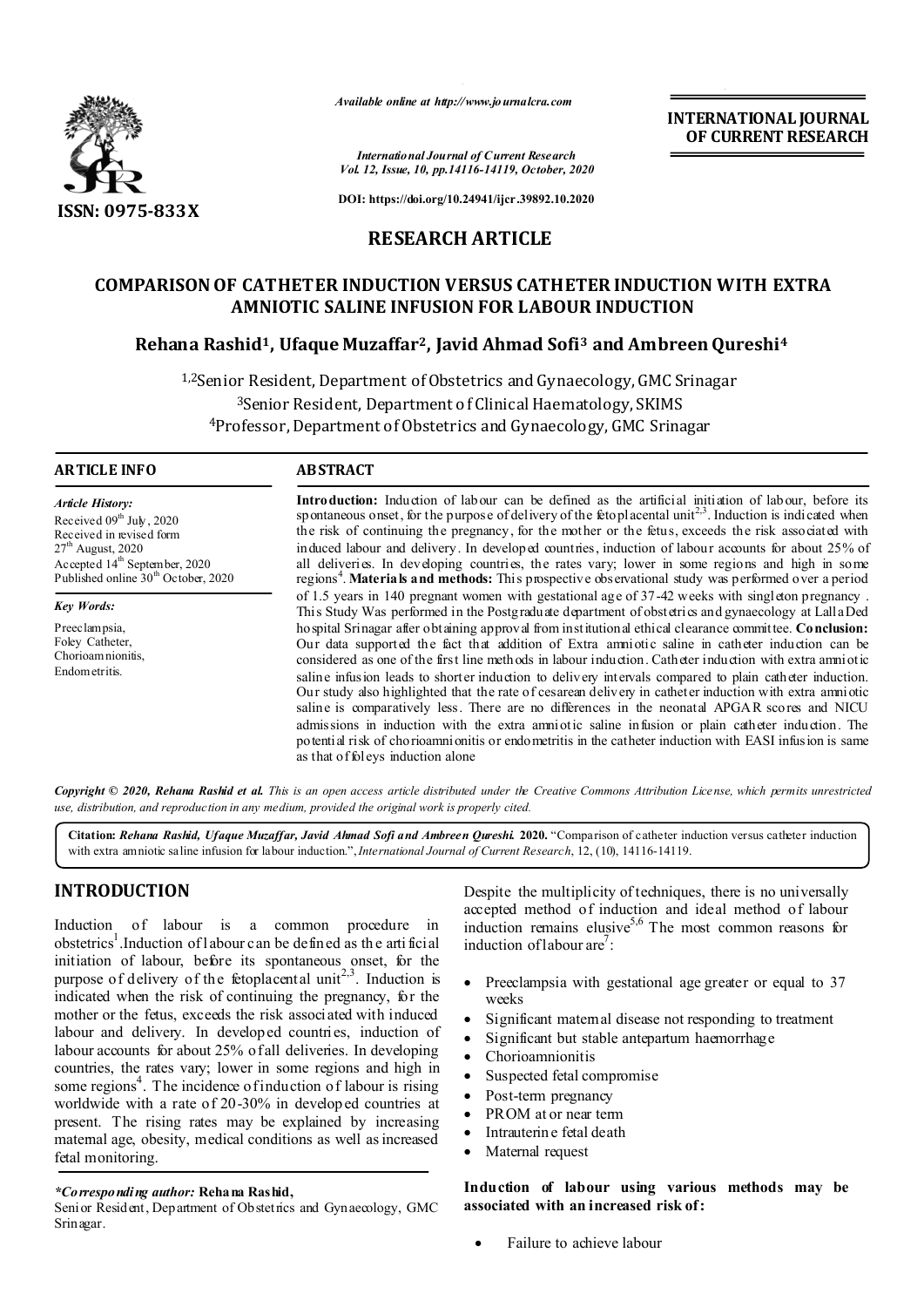ISSN: 0975-833X

*Available online at http://www.journalcra.com*

*International Journal of Current Research*
*Vol. 12, Issue, 10, pp.14116-14119, October, 2020*

**DOI: https://doi.org/10.24941/ijcr.39892.10.2020**

**INTERNATIONAL JOURNAL OF CURRENT RESEARCH**

## RESEARCH ARTICLE

# COMPARISON OF CATHETER INDUCTION VERSUS CATHETER INDUCTION WITH EXTRA AMNIOTIC SALINE INFUSION FOR LABOUR INDUCTION

**Rehana Rashid[1], Ufaque Muzaffar[2], Javid Ahmad Sofi[3] and Ambreen Qureshi[4]**

[1,2]Senior Resident, Department of Obstetrics and Gynaecology, GMC Srinagar
[3]Senior Resident, Department of Clinical Haematology, SKIMS
[4]Professor, Department of Obstetrics and Gynaecology, GMC Srinagar

### ARTICLE INFO

*Article History:*
Received 09th July, 2020
Received in revised form
27th August, 2020
Accepted 14th September, 2020
Published online 30th October, 2020

*Key Words:*
Preeclampsia,
Foley Catheter,
Chorioamnionitis,
Endometritis.

### ABSTRACT

**Introduction:** Induction of labour can be defined as the artificial initiation of labour, before its spontaneous onset, for the purpose of delivery of the fetoplacental unit[2,3]. Induction is indicated when the risk of continuing the pregnancy, for the mother or the fetus, exceeds the risk associated with induced labour and delivery. In developed countries, induction of labour accounts for about 25% of all deliveries. In developing countries, the rates vary; lower in some regions and high in some regions[4]. **Materials and methods:** This prospective observational study was performed over a period of 1.5 years in 140 pregnant women with gestational age of 37-42 weeks with singleton pregnancy . This Study Was performed in the Postgraduate department of obstetrics and gynaecology at Lalla Ded hospital Srinagar after obtaining approval from institutional ethical clearance committee. **Conclusion:** Our data supported the fact that addition of Extra amniotic saline in catheter induction can be considered as one of the first line methods in labour induction. Catheter induction with extra amniotic saline infusion leads to shorter induction to delivery intervals compared to plain catheter induction. Our study also highlighted that the rate of cesarean delivery in catheter induction with extra amniotic saline is comparatively less. There are no differences in the neonatal APGAR scores and NICU admissions in induction with the extra amniotic saline infusion or plain catheter induction. The potential risk of chorioamnionitis or endometritis in the catheter induction with EASI infusion is same as that of foleys induction alone

***Copyright © 2020, Rehana Rashid et al.*** *This is an open access article distributed under the Creative Commons Attribution License, which permits unrestricted use, distribution, and reproduction in any medium, provided the original work is properly cited.*

**Citation:** ***Rehana Rashid, Ufaque Muzaffar, Javid Ahmad Sofi and Ambreen Qureshi.*** **2020.** "Comparison of catheter induction versus catheter induction with extra amniotic saline infusion for labour induction.", *International Journal of Current Research*, 12, (10), 14116-14119.

## INTRODUCTION

Induction of labour is a common procedure in obstetrics[1].Induction of labour can be defined as the artificial initiation of labour, before its spontaneous onset, for the purpose of delivery of the fetoplacental unit[2,3]. Induction is indicated when the risk of continuing the pregnancy, for the mother or the fetus, exceeds the risk associated with induced labour and delivery. In developed countries, induction of labour accounts for about 25% of all deliveries. In developing countries, the rates vary; lower in some regions and high in some regions[4]. The incidence of induction of labour is rising worldwide with a rate of 20-30% in developed countries at present. The rising rates may be explained by increasing maternal age, obesity, medical conditions as well as increased fetal monitoring.

Despite the multiplicity of techniques, there is no universally accepted method of induction and ideal method of labour induction remains elusive[5,6] The most common reasons for induction of labour are[7]:

- Preeclampsia with gestational age greater or equal to 37 weeks
- Significant maternal disease not responding to treatment
- Significant but stable antepartum haemorrhage
- Chorioamnionitis
- Suspected fetal compromise
- Post-term pregnancy
- PROM at or near term
- Intrauterine fetal death
- Maternal request

**Induction of labour using various methods may be associated with an increased risk of:**

- Failure to achieve labour

**\*Corresponding author: Rehana Rashid,**
Senior Resident, Department of Obstetrics and Gynaecology, GMC Srinagar.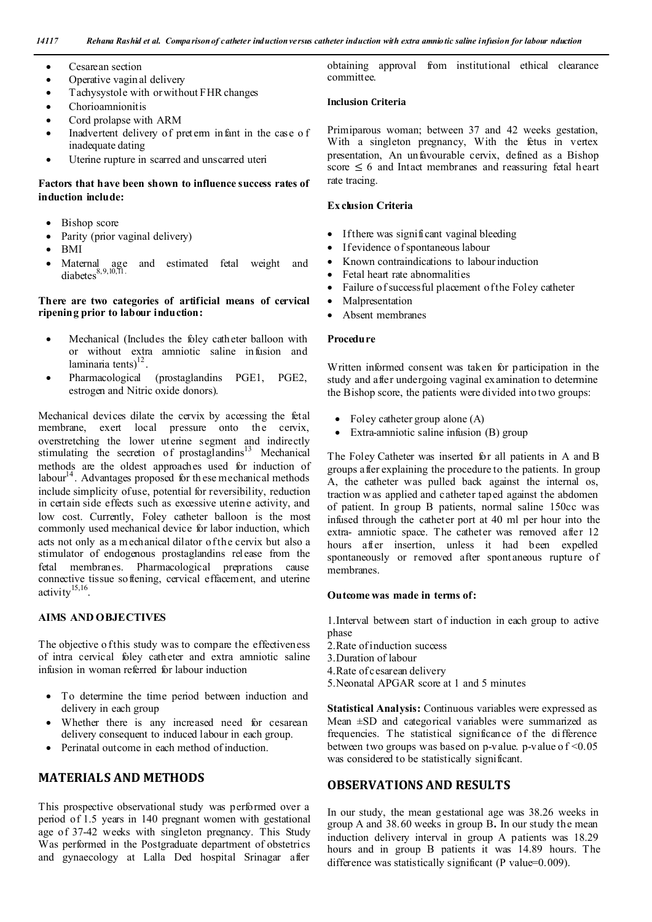- Cesarean section
- Operative vaginal delivery
- Tachysystole with or without FHR changes
- Chorioamnionitis
- Cord prolapse with ARM
- Inadvertent delivery of preterm infant in the case of inadequate dating
- Uterine rupture in scarred and unscarred uteri

**Factors that have been shown to influence success rates of induction include:**

- Bishop score
- Parity (prior vaginal delivery)
- BMI
- Maternal age and estimated fetal weight and diabetes[8,9,10,11].

**There are two categories of artificial means of cervical ripening prior to labour induction:**

- Mechanical (Includes the foley catheter balloon with or without extra amniotic saline infusion and laminaria tents)[12].
- Pharmacological (prostaglandins PGE1, PGE2, estrogen and Nitric oxide donors).

Mechanical devices dilate the cervix by accessing the fetal membrane, exert local pressure onto the cervix, overstretching the lower uterine segment and indirectly stimulating the secretion of prostaglandins[13] Mechanical methods are the oldest approaches used for induction of labour[14]. Advantages proposed for these mechanical methods include simplicity of use, potential for reversibility, reduction in certain side effects such as excessive uterine activity, and low cost. Currently, Foley catheter balloon is the most commonly used mechanical device for labor induction, which acts not only as a mechanical dilator of the cervix but also a stimulator of endogenous prostaglandins release from the fetal membranes. Pharmacological preprations cause connective tissue softening, cervical effacement, and uterine activity[15,16].

## AIMS AND OBJECTIVES

The objective of this study was to compare the effectiveness of intra cervical foley catheter and extra amniotic saline infusion in woman referred for labour induction

- To determine the time period between induction and delivery in each group
- Whether there is any increased need for cesarean delivery consequent to induced labour in each group.
- Perinatal outcome in each method of induction.

## MATERIALS AND METHODS

This prospective observational study was performed over a period of 1.5 years in 140 pregnant women with gestational age of 37-42 weeks with singleton pregnancy. This Study Was performed in the Postgraduate department of obstetrics and gynaecology at Lalla Ded hospital Srinagar after obtaining approval from institutional ethical clearance committee.

### Inclusion Criteria

Primiparous woman; between 37 and 42 weeks gestation, With a singleton pregnancy, With the fetus in vertex presentation, An unfavourable cervix, defined as a Bishop score $\leq$ 6 and Intact membranes and reassuring fetal heart rate tracing.

### Exclusion Criteria

- If there was significant vaginal bleeding
- If evidence of spontaneous labour
- Known contraindications to labour induction
- Fetal heart rate abnormalities
- Failure of successful placement of the Foley catheter
- Malpresentation
- Absent membranes

### Procedure

Written informed consent was taken for participation in the study and after undergoing vaginal examination to determine the Bishop score, the patients were divided into two groups:

- Foley catheter group alone (A)
- Extra-amniotic saline infusion (B) group

The Foley Catheter was inserted for all patients in A and B groups after explaining the procedure to the patients. In group A, the catheter was pulled back against the internal os, traction was applied and catheter taped against the abdomen of patient. In group B patients, normal saline 150cc was infused through the catheter port at 40 ml per hour into the extra- amniotic space. The catheter was removed after 12 hours after insertion, unless it had been expelled spontaneously or removed after spontaneous rupture of membranes.

### Outcome was made in terms of:

1. Interval between start of induction in each group to active phase
2. Rate of induction success
3. Duration of labour
4. Rate of cesarean delivery
5. Neonatal APGAR score at 1 and 5 minutes

**Statistical Analysis:** Continuous variables were expressed as Mean ±SD and categorical variables were summarized as frequencies. The statistical significance of the difference between two groups was based on p-value. p-value of <0.05 was considered to be statistically significant.

## OBSERVATIONS AND RESULTS

In our study, the mean gestational age was 38.26 weeks in group A and 38.60 weeks in group B**.** In our study the mean induction delivery interval in group A patients was 18.29 hours and in group B patients it was 14.89 hours. The difference was statistically significant (P value=0.009).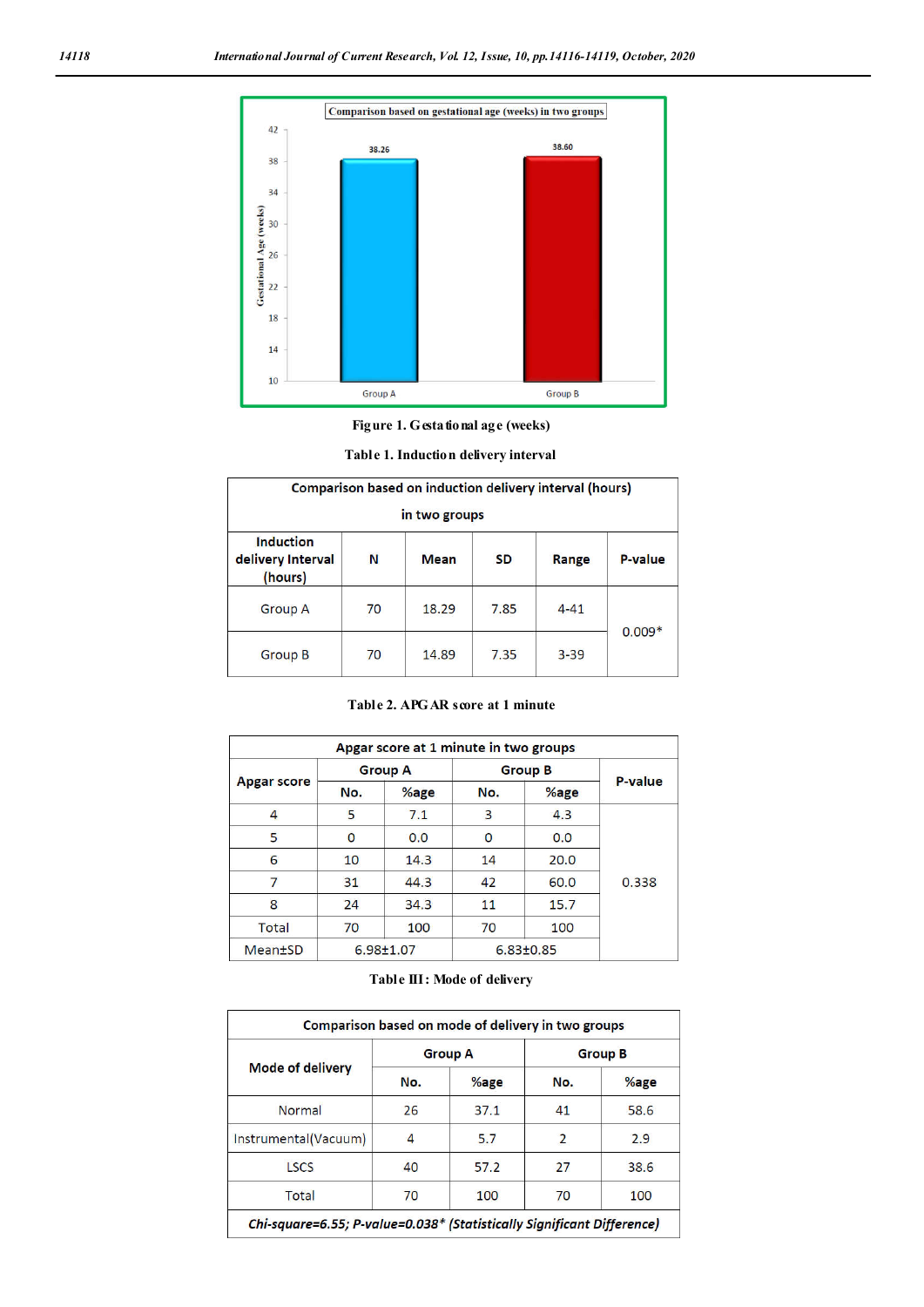Figure 1. Gestational age (weeks)

Table 1. Induction delivery interval

| Comparison based on induction delivery interval (hours) in two groups | | | | | |
|---|---|---|---|---|---|
| Induction delivery Interval (hours) | N | Mean | SD | Range | P-value |
| Group A | 70 | 18.29 | 7.85 | 4-41 | 0.009* |
| Group B | 70 | 14.89 | 7.35 | 3-39 | |

Table 2. APGAR score at 1 minute

| Apgar score at 1 minute in two groups | | | | | |
|---|---|---|---|---|---|
| Apgar score | Group A | | Group B | | P-value |
| | No. | %age | No. | %age | |
| 4 | 5 | 7.1 | 3 | 4.3 | 0.338 |
| 5 | 0 | 0.0 | 0 | 0.0 | |
| 6 | 10 | 14.3 | 14 | 20.0 | |
| 7 | 31 | 44.3 | 42 | 60.0 | |
| 8 | 24 | 34.3 | 11 | 15.7 | |
| Total | 70 | 100 | 70 | 100 | |
| Mean±SD | 6.98±1.07 | | 6.83±0.85 | | |

Table III: Mode of delivery

| Comparison based on mode of delivery in two groups | | | | |
|---|---|---|---|---|
| Mode of delivery | Group A | | Group B | |
| | No. | %age | No. | %age |
| Normal | 26 | 37.1 | 41 | 58.6 |
| Instrumental(Vacuum) | 4 | 5.7 | 2 | 2.9 |
| LSCS | 40 | 57.2 | 27 | 38.6 |
| Total | 70 | 100 | 70 | 100 |
| *Chi-square=6.55; P-value=0.038* (Statistically Significant Difference)* | | | | |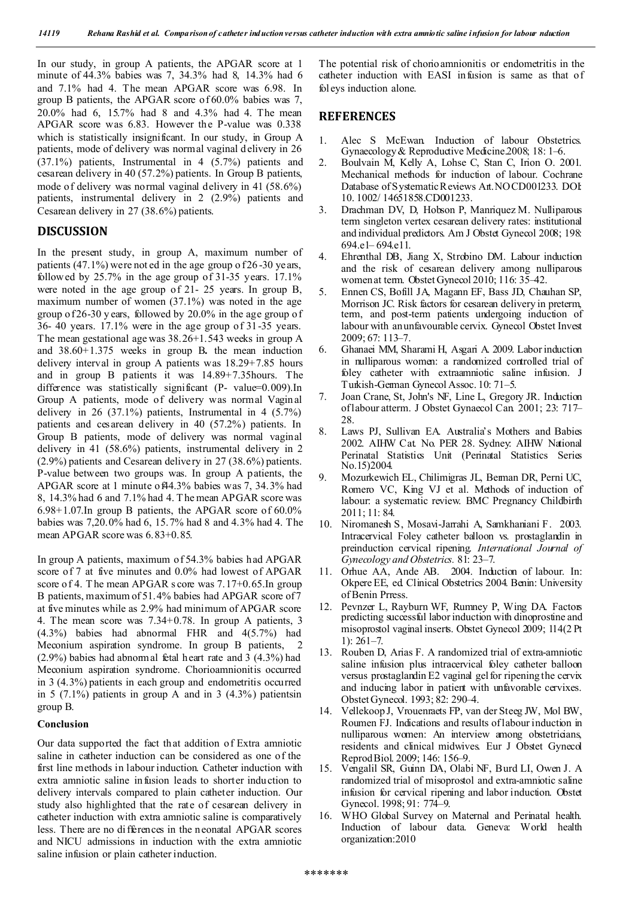In our study, in group A patients, the APGAR score at 1 minute of 44.3% babies was 7, 34.3% had 8, 14.3% had 6 and 7.1% had 4. The mean APGAR score was 6.98. In group B patients, the APGAR score of 60.0% babies was 7, 20.0% had 6, 15.7% had 8 and 4.3% had 4. The mean APGAR score was 6.83. However the P-value was 0.338 which is statistically insignificant. In our study, in Group A patients, mode of delivery was normal vaginal delivery in 26 (37.1%) patients, Instrumental in 4 (5.7%) patients and cesarean delivery in 40 (57.2%) patients. In Group B patients, mode of delivery was normal vaginal delivery in 41 (58.6%) patients, instrumental delivery in 2 (2.9%) patients and Cesarean delivery in 27 (38.6%) patients.

## DISCUSSION

In the present study, in group A, maximum number of patients (47.1%) were noted in the age group of 26-30 years, followed by 25.7% in the age group of 31-35 years. 17.1% were noted in the age group of 21- 25 years. In group B, maximum number of women (37.1%) was noted in the age group of 26-30 years, followed by 20.0% in the age group of 36- 40 years. 17.1% were in the age group of 31-35 years. The mean gestational age was 38.26+1.543 weeks in group A and 38.60+1.375 weeks in group B**.** the mean induction delivery interval in group A patients was 18.29+7.85 hours and in group B patients it was 14.89+7.35hours. The difference was statistically significant (P- value=0.009).In Group A patients, mode of delivery was normal Vaginal delivery in 26 (37.1%) patients, Instrumental in 4 (5.7%) patients and cesarean delivery in 40 (57.2%) patients. In Group B patients, mode of delivery was normal vaginal delivery in 41 (58.6%) patients, instrumental delivery in 2 (2.9%) patients and Cesarean delivery in 27 (38.6%) patients. P-value between two groups was. In group A patients, the APGAR score at 1 minute of44.3% babies was 7, 34.3% had 8, 14.3% had 6 and 7.1% had 4. The mean APGAR score was 6.98+1.07.In group B patients, the APGAR score of 60.0% babies was 7,20.0% had 6, 15.7% had 8 and 4.3% had 4. The mean APGAR score was 6.83+0.85.

In group A patients, maximum of 54.3% babies had APGAR score of 7 at five minutes and 0.0% had lowest of APGAR score of 4. The mean APGAR score was 7.17+0.65.In group B patients, maximum of 51.4% babies had APGAR score of 7 at five minutes while as 2.9% had minimum of APGAR score 4. The mean score was 7.34+0.78. In group A patients, 3 (4.3%) babies had abnormal FHR and 4(5.7%) had Meconium aspiration syndrome. In group B patients, 2 (2.9%) babies had abnormal fetal heart rate and 3 (4.3%) had Meconium aspiration syndrome. Chorioamnionitis occurred in 3 (4.3%) patients in each group and endometritis occurred in 5 (7.1%) patients in group A and in 3 (4.3%) patientsin group B.

### Conclusion

Our data supported the fact that addition of Extra amniotic saline in catheter induction can be considered as one of the first line methods in labour induction. Catheter induction with extra amniotic saline infusion leads to shorter induction to delivery intervals compared to plain catheter induction. Our study also highlighted that the rate of cesarean delivery in catheter induction with extra amniotic saline is comparatively less. There are no differences in the neonatal APGAR scores and NICU admissions in induction with the extra amniotic saline infusion or plain catheter induction.

The potential risk of chorioamnionitis or endometritis in the catheter induction with EASI infusion is same as that of foleys induction alone.

## REFERENCES

1. Alec S McEwan. Induction of labour Obstetrics. Gynaecology & Reproductive Medicine.2008; 18: 1–6.
2. Boulvain M, Kelly A, Lohse C, Stan C, Irion O. 2001. Mechanical methods for induction of labour. Cochrane Database of Systematic Reviews Art.NO CD001233. DOI: 10. 1002/ 14651858.CD001233.
3. Drachman DV, D, Hobson P, Manriquez M. Nulliparous term singleton vertex cesarean delivery rates: institutional and individual predictors. Am J Obstet Gynecol 2008; 198: 694.e1– 694.e11.
4. Ehrenthal DB, Jiang X, Strobino DM. Labour induction and the risk of cesarean delivery among nulliparous women at term. Obstet Gynecol 2010; 116: 35–42.
5. Ennen CS, Bofill JA, Magann EF, Bass JD, Chauhan SP, Morrison JC. Risk factors for cesarean delivery in preterm, term, and post-term patients undergoing induction of labour with an unfavourable cervix. Gynecol Obstet Invest 2009; 67: 113–7.
6. Ghanaei MM, Sharami H, Asgari A. 2009. Labor induction in nulliparous women: a randomized controlled trial of foley catheter with extraamniotic saline infusion. J Turkish-German Gynecol Assoc. 10: 71–5.
7. Joan Crane, St, John's NF, Line L, Gregory JR. Induction of labour atterm. J Obstet Gynaecol Can. 2001; 23: 717–28.
8. Laws PJ, Sullivan EA. Australia's Mothers and Babies 2002. AIHW Cat. No. PER 28. Sydney: AIHW National Perinatal Statistics Unit (Perinatal Statistics Series No.15)2004.
9. Mozurkewich EL, Chilimigras JL, Berman DR, Perni UC, Romero VC, King VJ et al. Methods of induction of labour: a systematic review. BMC Pregnancy Childbirth 2011; 11: 84.
10. Niromanesh S, Mosavi-Jarrahi A, Samkhaniani F. 2003. Intracervical Foley catheter balloon vs. prostaglandin in preinduction cervical ripening. *International Journal of Gynecology and Obstetrics*. 81: 23–7.
11. Orhue AA, Ande AB. 2004. Induction of labour. In: Okpere EE, ed. Clinical Obstetrics 2004. Benin: University of Benin Prress.
12. Pevnzer L, Rayburn WF, Rumney P, Wing DA. Factors predicting successful labor induction with dinoprostine and misoprostol vaginal inserts. Obstet Gynecol 2009; 114(2 Pt 1): 261–7.
13. Rouben D, Arias F. A randomized trial of extra-amniotic saline infusion plus intracervical foley catheter balloon versus prostaglandin E2 vaginal gel for ripening the cervix and inducing labor in patient with unfavorable cervixes. Obstet Gynecol. 1993; 82: 290–4.
14. Vellekoop J, Vrouenraets FP, van der Steeg JW, Mol BW, Roumen FJ. Indications and results of labour induction in nulliparous women: An interview among obstetricians, residents and clinical midwives. Eur J Obstet Gynecol Reprod Biol. 2009; 146: 156–9.
15. Vengalil SR, Guinn DA, Olabi NF, Burd LI, Owen J. A randomized trial of misoprostol and extra-amniotic saline infusion for cervical ripening and labor induction. Obstet Gynecol. 1998; 91: 774–9.
16. WHO Global Survey on Maternal and Perinatal health. Induction of labour data. Geneva: World health organization:2010

\*\*\*\*\*\*\*